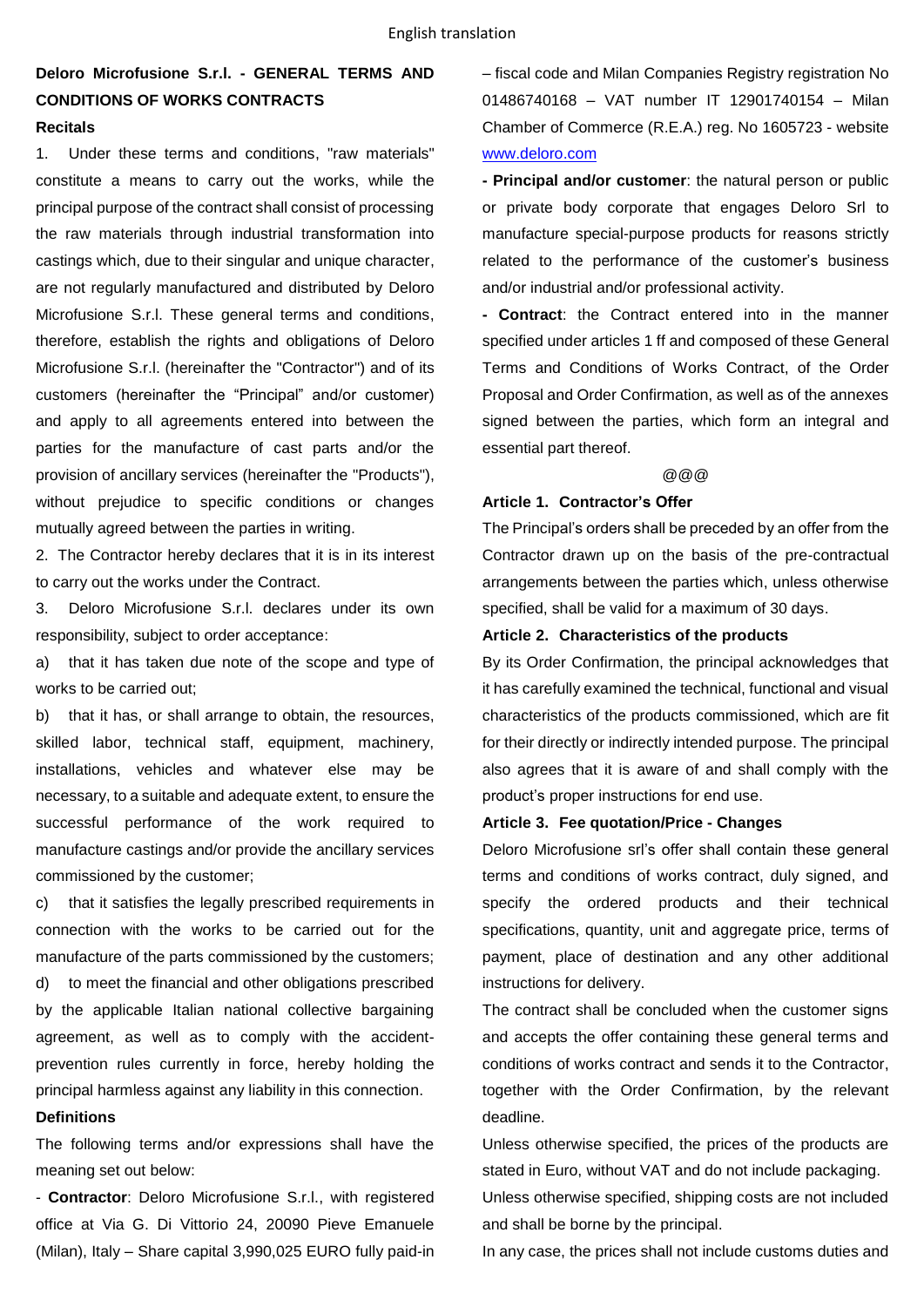English translation

**Deloro Microfusione S.r.l. - GENERAL TERMS AND CONDITIONS OF WORKS CONTRACTS**

**Recitals**

1. Under these terms and conditions, "raw materials" constitute a means to carry out the works, while the principal purpose of the contract shall consist of processing the raw materials through industrial transformation into castings which, due to their singular and unique character, are not regularly manufactured and distributed by Deloro Microfusione S.r.l. These general terms and conditions, therefore, establish the rights and obligations of Deloro Microfusione S.r.l. (hereinafter the "Contractor") and of its customers (hereinafter the "Principal" and/or customer) and apply to all agreements entered into between the parties for the manufacture of cast parts and/or the provision of ancillary services (hereinafter the "Products"), without prejudice to specific conditions or changes mutually agreed between the parties in writing.

2. The Contractor hereby declares that it is in its interest to carry out the works under the Contract.

3. Deloro Microfusione S.r.l. declares under its own responsibility, subject to order acceptance:

a) that it has taken due note of the scope and type of works to be carried out;

b) that it has, or shall arrange to obtain, the resources, skilled labor, technical staff, equipment, machinery, installations, vehicles and whatever else may be necessary, to a suitable and adequate extent, to ensure the successful performance of the work required to manufacture castings and/or provide the ancillary services commissioned by the customer;

c) that it satisfies the legally prescribed requirements in connection with the works to be carried out for the manufacture of the parts commissioned by the customers;

d) to meet the financial and other obligations prescribed by the applicable Italian national collective bargaining agreement, as well as to comply with the accident-prevention rules currently in force, hereby holding the principal harmless against any liability in this connection.

**Definitions**

The following terms and/or expressions shall have the meaning set out below:

- **Contractor**: Deloro Microfusione S.r.l., with registered office at Via G. Di Vittorio 24, 20090 Pieve Emanuele (Milan), Italy – Share capital 3,990,025 EURO fully paid-in – fiscal code and Milan Companies Registry registration No 01486740168 – VAT number IT 12901740154 – Milan Chamber of Commerce (R.E.A.) reg. No 1605723 - website www.deloro.com

**- Principal and/or customer**: the natural person or public or private body corporate that engages Deloro Srl to manufacture special-purpose products for reasons strictly related to the performance of the customer's business and/or industrial and/or professional activity.

**- Contract**: the Contract entered into in the manner specified under articles 1 ff and composed of these General Terms and Conditions of Works Contract, of the Order Proposal and Order Confirmation, as well as of the annexes signed between the parties, which form an integral and essential part thereof.

@@@

**Article 1. Contractor's Offer**

The Principal's orders shall be preceded by an offer from the Contractor drawn up on the basis of the pre-contractual arrangements between the parties which, unless otherwise specified, shall be valid for a maximum of 30 days.

**Article 2. Characteristics of the products**

By its Order Confirmation, the principal acknowledges that it has carefully examined the technical, functional and visual characteristics of the products commissioned, which are fit for their directly or indirectly intended purpose. The principal also agrees that it is aware of and shall comply with the product's proper instructions for end use.

**Article 3. Fee quotation/Price - Changes**

Deloro Microfusione srl's offer shall contain these general terms and conditions of works contract, duly signed, and specify the ordered products and their technical specifications, quantity, unit and aggregate price, terms of payment, place of destination and any other additional instructions for delivery.

The contract shall be concluded when the customer signs and accepts the offer containing these general terms and conditions of works contract and sends it to the Contractor, together with the Order Confirmation, by the relevant deadline.

Unless otherwise specified, the prices of the products are stated in Euro, without VAT and do not include packaging.

Unless otherwise specified, shipping costs are not included and shall be borne by the principal.

In any case, the prices shall not include customs duties and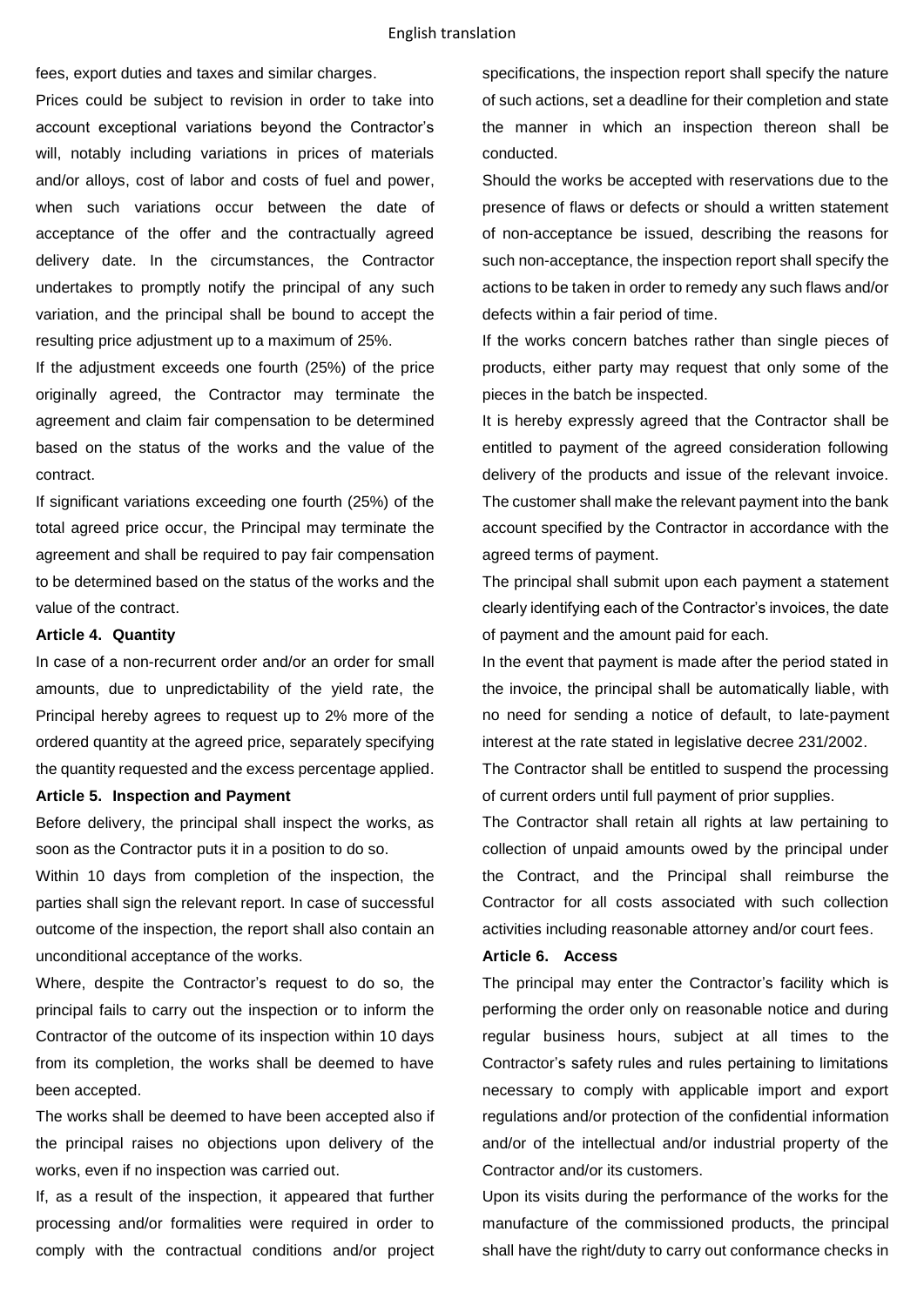fees, export duties and taxes and similar charges.

Prices could be subject to revision in order to take into account exceptional variations beyond the Contractor's will, notably including variations in prices of materials and/or alloys, cost of labor and costs of fuel and power, when such variations occur between the date of acceptance of the offer and the contractually agreed delivery date. In the circumstances, the Contractor undertakes to promptly notify the principal of any such variation, and the principal shall be bound to accept the resulting price adjustment up to a maximum of 25%.

If the adjustment exceeds one fourth (25%) of the price originally agreed, the Contractor may terminate the agreement and claim fair compensation to be determined based on the status of the works and the value of the contract.

If significant variations exceeding one fourth (25%) of the total agreed price occur, the Principal may terminate the agreement and shall be required to pay fair compensation to be determined based on the status of the works and the value of the contract.

**Article 4. Quantity**

In case of a non-recurrent order and/or an order for small amounts, due to unpredictability of the yield rate, the Principal hereby agrees to request up to 2% more of the ordered quantity at the agreed price, separately specifying the quantity requested and the excess percentage applied.

**Article 5. Inspection and Payment**

Before delivery, the principal shall inspect the works, as soon as the Contractor puts it in a position to do so.

Within 10 days from completion of the inspection, the parties shall sign the relevant report. In case of successful outcome of the inspection, the report shall also contain an unconditional acceptance of the works.

Where, despite the Contractor's request to do so, the principal fails to carry out the inspection or to inform the Contractor of the outcome of its inspection within 10 days from its completion, the works shall be deemed to have been accepted.

The works shall be deemed to have been accepted also if the principal raises no objections upon delivery of the works, even if no inspection was carried out.

If, as a result of the inspection, it appeared that further processing and/or formalities were required in order to comply with the contractual conditions and/or project specifications, the inspection report shall specify the nature of such actions, set a deadline for their completion and state the manner in which an inspection thereon shall be conducted.

Should the works be accepted with reservations due to the presence of flaws or defects or should a written statement of non-acceptance be issued, describing the reasons for such non-acceptance, the inspection report shall specify the actions to be taken in order to remedy any such flaws and/or defects within a fair period of time.

If the works concern batches rather than single pieces of products, either party may request that only some of the pieces in the batch be inspected.

It is hereby expressly agreed that the Contractor shall be entitled to payment of the agreed consideration following delivery of the products and issue of the relevant invoice. The customer shall make the relevant payment into the bank account specified by the Contractor in accordance with the agreed terms of payment.

The principal shall submit upon each payment a statement clearly identifying each of the Contractor's invoices, the date of payment and the amount paid for each.

In the event that payment is made after the period stated in the invoice, the principal shall be automatically liable, with no need for sending a notice of default, to late-payment interest at the rate stated in legislative decree 231/2002.

The Contractor shall be entitled to suspend the processing of current orders until full payment of prior supplies.

The Contractor shall retain all rights at law pertaining to collection of unpaid amounts owed by the principal under the Contract, and the Principal shall reimburse the Contractor for all costs associated with such collection activities including reasonable attorney and/or court fees.

**Article 6. Access**

The principal may enter the Contractor's facility which is performing the order only on reasonable notice and during regular business hours, subject at all times to the Contractor's safety rules and rules pertaining to limitations necessary to comply with applicable import and export regulations and/or protection of the confidential information and/or of the intellectual and/or industrial property of the Contractor and/or its customers.

Upon its visits during the performance of the works for the manufacture of the commissioned products, the principal shall have the right/duty to carry out conformance checks in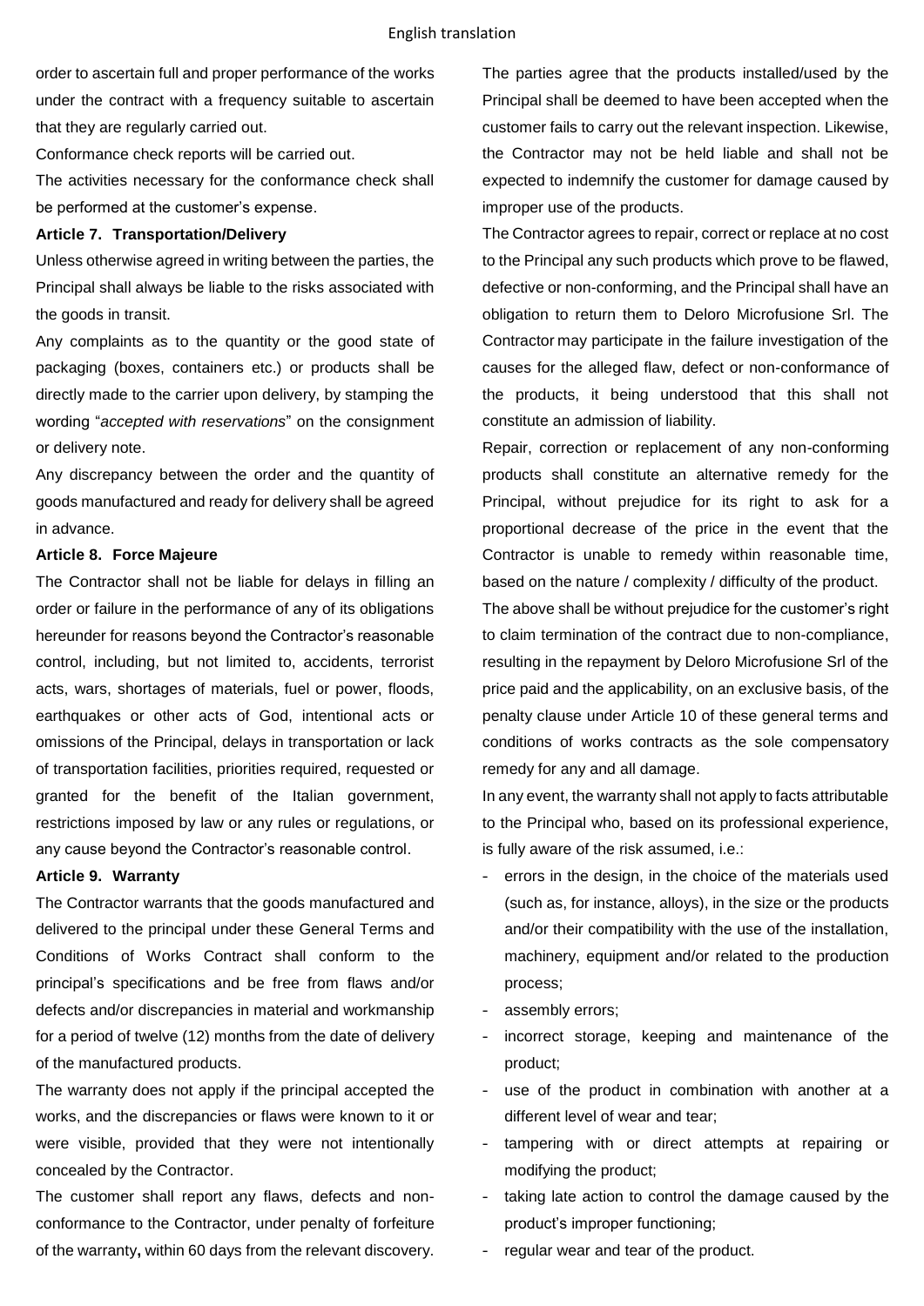order to ascertain full and proper performance of the works under the contract with a frequency suitable to ascertain that they are regularly carried out.

Conformance check reports will be carried out.

The activities necessary for the conformance check shall be performed at the customer's expense.

**Article 7. Transportation/Delivery**

Unless otherwise agreed in writing between the parties, the Principal shall always be liable to the risks associated with the goods in transit.

Any complaints as to the quantity or the good state of packaging (boxes, containers etc.) or products shall be directly made to the carrier upon delivery, by stamping the wording "*accepted with reservations*" on the consignment or delivery note.

Any discrepancy between the order and the quantity of goods manufactured and ready for delivery shall be agreed in advance.

**Article 8. Force Majeure**

The Contractor shall not be liable for delays in filling an order or failure in the performance of any of its obligations hereunder for reasons beyond the Contractor's reasonable control, including, but not limited to, accidents, terrorist acts, wars, shortages of materials, fuel or power, floods, earthquakes or other acts of God, intentional acts or omissions of the Principal, delays in transportation or lack of transportation facilities, priorities required, requested or granted for the benefit of the Italian government, restrictions imposed by law or any rules or regulations, or any cause beyond the Contractor's reasonable control.

**Article 9. Warranty**

The Contractor warrants that the goods manufactured and delivered to the principal under these General Terms and Conditions of Works Contract shall conform to the principal's specifications and be free from flaws and/or defects and/or discrepancies in material and workmanship for a period of twelve (12) months from the date of delivery of the manufactured products.

The warranty does not apply if the principal accepted the works, and the discrepancies or flaws were known to it or were visible, provided that they were not intentionally concealed by the Contractor.

The customer shall report any flaws, defects and non-conformance to the Contractor, under penalty of forfeiture of the warranty**,** within 60 days from the relevant discovery.

The parties agree that the products installed/used by the Principal shall be deemed to have been accepted when the customer fails to carry out the relevant inspection. Likewise, the Contractor may not be held liable and shall not be expected to indemnify the customer for damage caused by improper use of the products.

The Contractor agrees to repair, correct or replace at no cost to the Principal any such products which prove to be flawed, defective or non-conforming, and the Principal shall have an obligation to return them to Deloro Microfusione Srl. The Contractor may participate in the failure investigation of the causes for the alleged flaw, defect or non-conformance of the products, it being understood that this shall not constitute an admission of liability.

Repair, correction or replacement of any non-conforming products shall constitute an alternative remedy for the Principal, without prejudice for its right to ask for a proportional decrease of the price in the event that the Contractor is unable to remedy within reasonable time, based on the nature / complexity / difficulty of the product.

The above shall be without prejudice for the customer's right to claim termination of the contract due to non-compliance, resulting in the repayment by Deloro Microfusione Srl of the price paid and the applicability, on an exclusive basis, of the penalty clause under Article 10 of these general terms and conditions of works contracts as the sole compensatory remedy for any and all damage.

In any event, the warranty shall not apply to facts attributable to the Principal who, based on its professional experience, is fully aware of the risk assumed, i.e.:

- errors in the design, in the choice of the materials used (such as, for instance, alloys), in the size or the products and/or their compatibility with the use of the installation, machinery, equipment and/or related to the production process;
- assembly errors;
- incorrect storage, keeping and maintenance of the product;
- use of the product in combination with another at a different level of wear and tear;
- tampering with or direct attempts at repairing or modifying the product;
- taking late action to control the damage caused by the product's improper functioning;
- regular wear and tear of the product.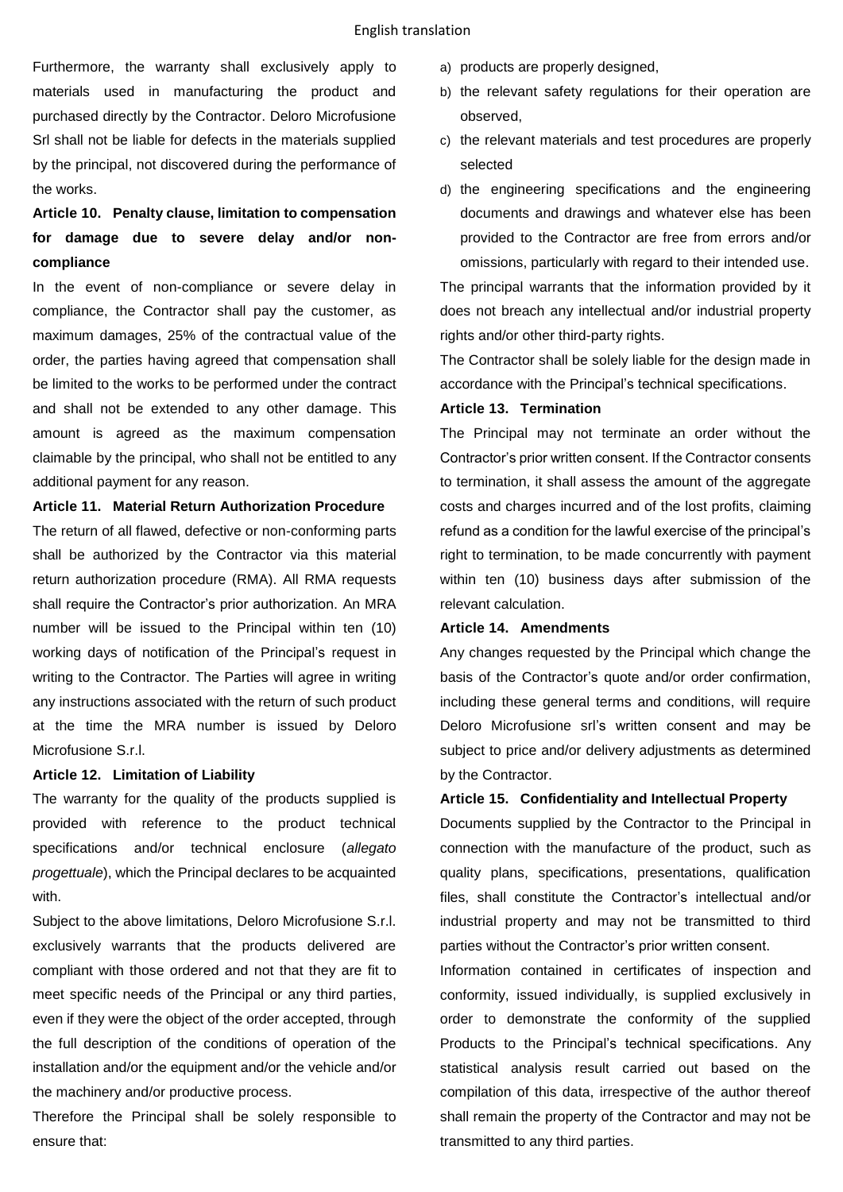Furthermore, the warranty shall exclusively apply to materials used in manufacturing the product and purchased directly by the Contractor. Deloro Microfusione Srl shall not be liable for defects in the materials supplied by the principal, not discovered during the performance of the works.

**Article 10. Penalty clause, limitation to compensation for damage due to severe delay and/or non-compliance**

In the event of non-compliance or severe delay in compliance, the Contractor shall pay the customer, as maximum damages, 25% of the contractual value of the order, the parties having agreed that compensation shall be limited to the works to be performed under the contract and shall not be extended to any other damage. This amount is agreed as the maximum compensation claimable by the principal, who shall not be entitled to any additional payment for any reason.

**Article 11. Material Return Authorization Procedure**

The return of all flawed, defective or non-conforming parts shall be authorized by the Contractor via this material return authorization procedure (RMA). All RMA requests shall require the Contractor's prior authorization. An MRA number will be issued to the Principal within ten (10) working days of notification of the Principal's request in writing to the Contractor. The Parties will agree in writing any instructions associated with the return of such product at the time the MRA number is issued by Deloro Microfusione S.r.l.

**Article 12. Limitation of Liability**

The warranty for the quality of the products supplied is provided with reference to the product technical specifications and/or technical enclosure (*allegato progettuale*), which the Principal declares to be acquainted with.

Subject to the above limitations, Deloro Microfusione S.r.l. exclusively warrants that the products delivered are compliant with those ordered and not that they are fit to meet specific needs of the Principal or any third parties, even if they were the object of the order accepted, through the full description of the conditions of operation of the installation and/or the equipment and/or the vehicle and/or the machinery and/or productive process.

Therefore the Principal shall be solely responsible to ensure that:

a) products are properly designed,
b) the relevant safety regulations for their operation are observed,
c) the relevant materials and test procedures are properly selected
d) the engineering specifications and the engineering documents and drawings and whatever else has been provided to the Contractor are free from errors and/or omissions, particularly with regard to their intended use.

The principal warrants that the information provided by it does not breach any intellectual and/or industrial property rights and/or other third-party rights.

The Contractor shall be solely liable for the design made in accordance with the Principal's technical specifications.

**Article 13. Termination**

The Principal may not terminate an order without the Contractor's prior written consent. If the Contractor consents to termination, it shall assess the amount of the aggregate costs and charges incurred and of the lost profits, claiming refund as a condition for the lawful exercise of the principal's right to termination, to be made concurrently with payment within ten (10) business days after submission of the relevant calculation.

**Article 14. Amendments**

Any changes requested by the Principal which change the basis of the Contractor's quote and/or order confirmation, including these general terms and conditions, will require Deloro Microfusione srl's written consent and may be subject to price and/or delivery adjustments as determined by the Contractor.

**Article 15. Confidentiality and Intellectual Property**

Documents supplied by the Contractor to the Principal in connection with the manufacture of the product, such as quality plans, specifications, presentations, qualification files, shall constitute the Contractor's intellectual and/or industrial property and may not be transmitted to third parties without the Contractor's prior written consent.

Information contained in certificates of inspection and conformity, issued individually, is supplied exclusively in order to demonstrate the conformity of the supplied Products to the Principal's technical specifications. Any statistical analysis result carried out based on the compilation of this data, irrespective of the author thereof shall remain the property of the Contractor and may not be transmitted to any third parties.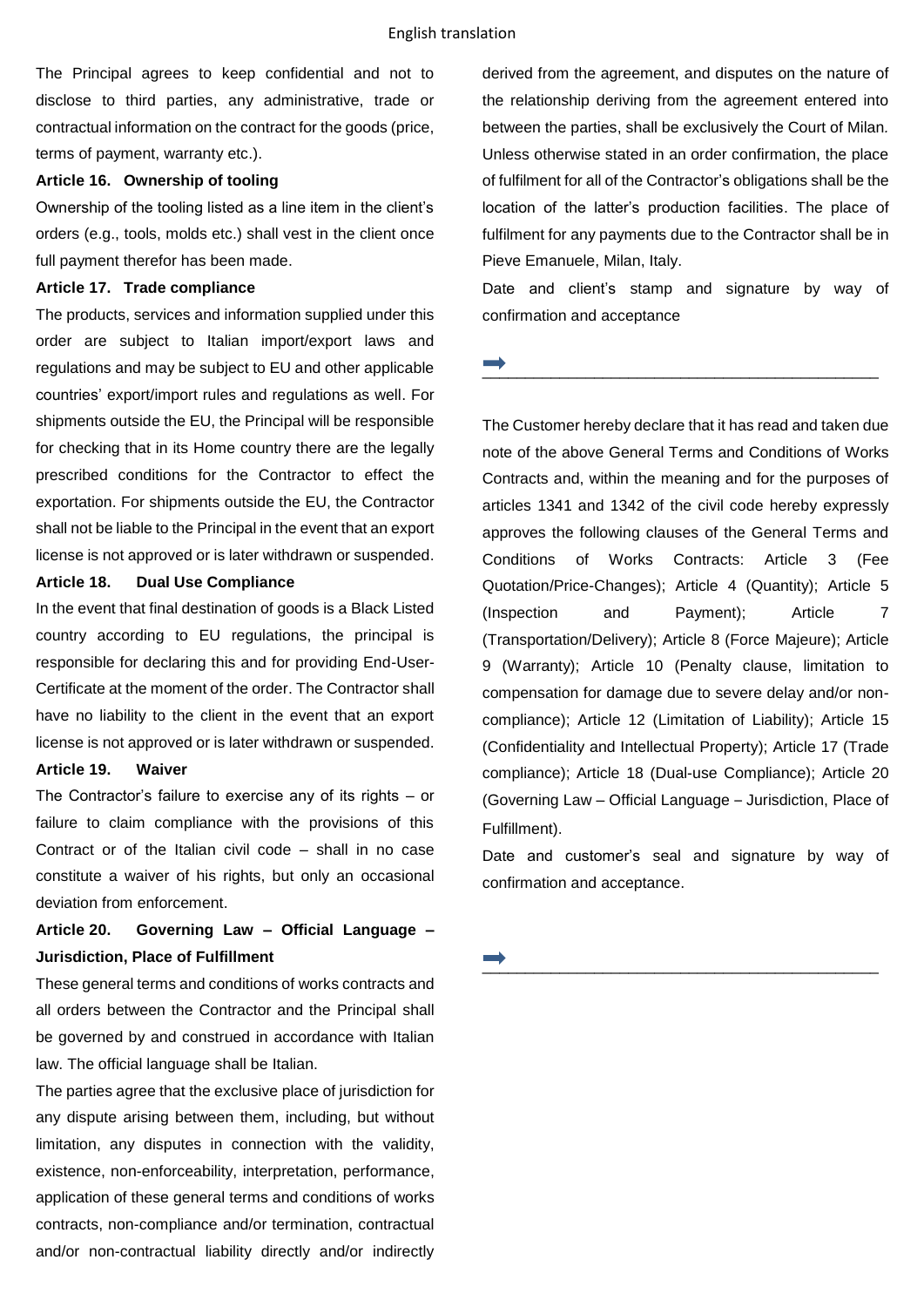The Principal agrees to keep confidential and not to disclose to third parties, any administrative, trade or contractual information on the contract for the goods (price, terms of payment, warranty etc.).

**Article 16. Ownership of tooling**

Ownership of the tooling listed as a line item in the client's orders (e.g., tools, molds etc.) shall vest in the client once full payment therefor has been made.

**Article 17. Trade compliance**

The products, services and information supplied under this order are subject to Italian import/export laws and regulations and may be subject to EU and other applicable countries' export/import rules and regulations as well. For shipments outside the EU, the Principal will be responsible for checking that in its Home country there are the legally prescribed conditions for the Contractor to effect the exportation. For shipments outside the EU, the Contractor shall not be liable to the Principal in the event that an export license is not approved or is later withdrawn or suspended.

**Article 18. Dual Use Compliance**

In the event that final destination of goods is a Black Listed country according to EU regulations, the principal is responsible for declaring this and for providing End-User-Certificate at the moment of the order. The Contractor shall have no liability to the client in the event that an export license is not approved or is later withdrawn or suspended.

**Article 19. Waiver**

The Contractor's failure to exercise any of its rights – or failure to claim compliance with the provisions of this Contract or of the Italian civil code – shall in no case constitute a waiver of his rights, but only an occasional deviation from enforcement.

**Article 20. Governing Law – Official Language – Jurisdiction, Place of Fulfillment**

These general terms and conditions of works contracts and all orders between the Contractor and the Principal shall be governed by and construed in accordance with Italian law. The official language shall be Italian.

The parties agree that the exclusive place of jurisdiction for any dispute arising between them, including, but without limitation, any disputes in connection with the validity, existence, non-enforceability, interpretation, performance, application of these general terms and conditions of works contracts, non-compliance and/or termination, contractual and/or non-contractual liability directly and/or indirectly derived from the agreement, and disputes on the nature of the relationship deriving from the agreement entered into between the parties, shall be exclusively the Court of Milan.

Unless otherwise stated in an order confirmation, the place of fulfilment for all of the Contractor's obligations shall be the location of the latter's production facilities. The place of fulfilment for any payments due to the Contractor shall be in Pieve Emanuele, Milan, Italy.

Date and client's stamp and signature by way of confirmation and acceptance

➡ ____________________________________________

The Customer hereby declare that it has read and taken due note of the above General Terms and Conditions of Works Contracts and, within the meaning and for the purposes of articles 1341 and 1342 of the civil code hereby expressly approves the following clauses of the General Terms and Conditions of Works Contracts: Article 3 (Fee Quotation/Price-Changes); Article 4 (Quantity); Article 5 (Inspection and Payment); Article 7 (Transportation/Delivery); Article 8 (Force Majeure); Article 9 (Warranty); Article 10 (Penalty clause, limitation to compensation for damage due to severe delay and/or non-compliance); Article 12 (Limitation of Liability); Article 15 (Confidentiality and Intellectual Property); Article 17 (Trade compliance); Article 18 (Dual-use Compliance); Article 20 (Governing Law – Official Language – Jurisdiction, Place of Fulfillment).

Date and customer's seal and signature by way of confirmation and acceptance.

➡ ____________________________________________